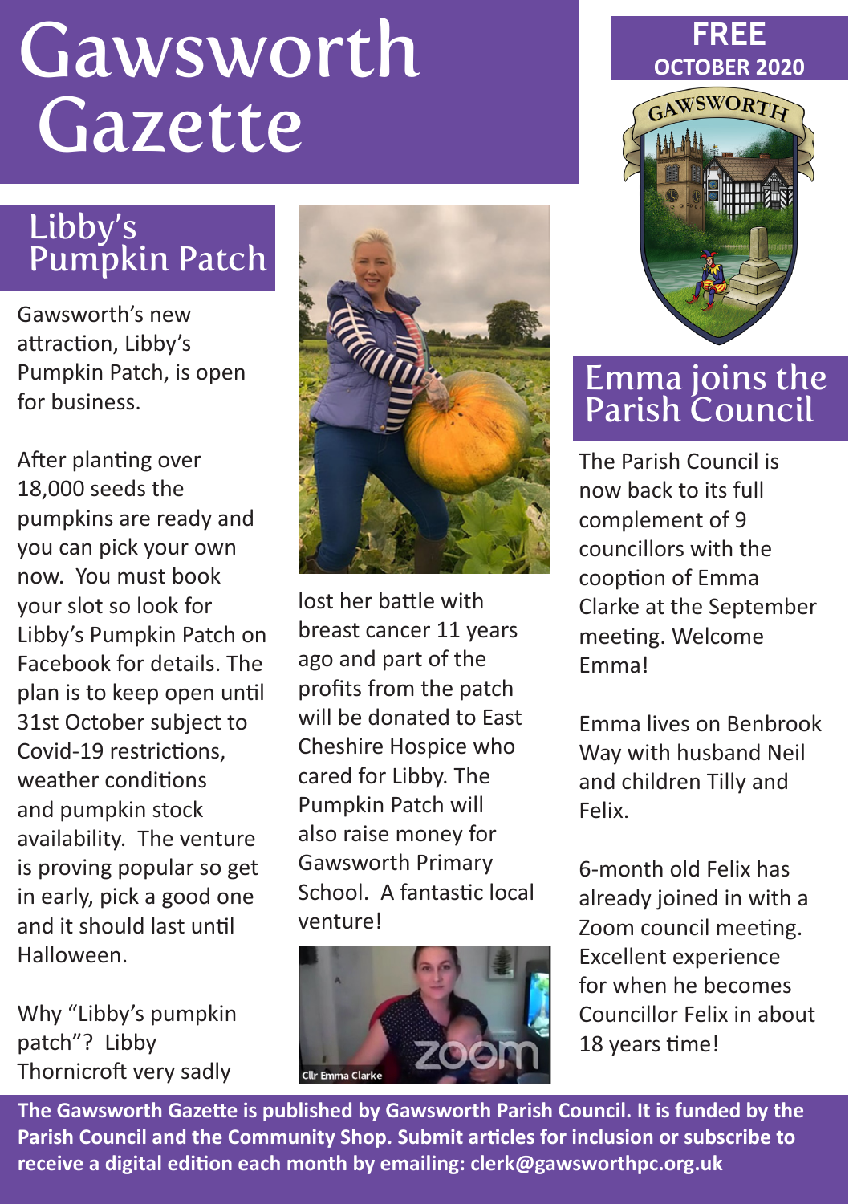# Gawsworth Gazette

**FREE**
**OCTOBER 2020**

## Libby's Pumpkin Patch

Gawsworth's new attraction, Libby's Pumpkin Patch, is open for business.

After planting over 18,000 seeds the pumpkins are ready and you can pick your own now. You must book your slot so look for Libby's Pumpkin Patch on Facebook for details. The plan is to keep open until 31st October subject to Covid-19 restrictions, weather conditions and pumpkin stock availability. The venture is proving popular so get in early, pick a good one and it should last until Halloween.

Why "Libby's pumpkin patch"? Libby Thornicroft very sadly lost her battle with breast cancer 11 years ago and part of the profits from the patch will be donated to East Cheshire Hospice who cared for Libby. The Pumpkin Patch will also raise money for Gawsworth Primary School. A fantastic local venture!

## Emma joins the Parish Council

The Parish Council is now back to its full complement of 9 councillors with the cooption of Emma Clarke at the September meeting. Welcome Emma!

Emma lives on Benbrook Way with husband Neil and children Tilly and Felix.

6-month old Felix has already joined in with a Zoom council meeting. Excellent experience for when he becomes Councillor Felix in about 18 years time!

Cllr Emma Clarke

**The Gawsworth Gazette is published by Gawsworth Parish Council. It is funded by the Parish Council and the Community Shop. Submit articles for inclusion or subscribe to receive a digital edition each month by emailing: clerk@gawsworthpc.org.uk**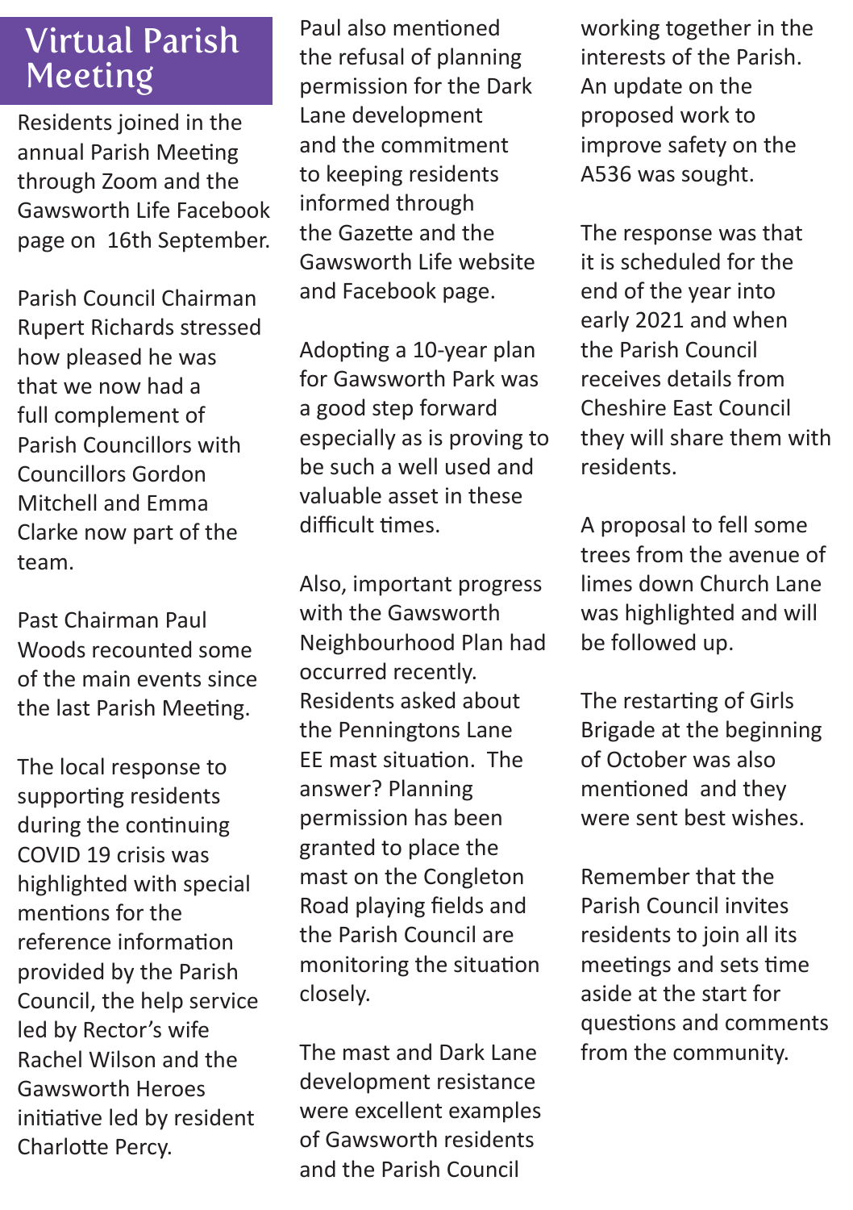# Virtual Parish Meeting

Residents joined in the annual Parish Meeting through Zoom and the Gawsworth Life Facebook page on 16th September.

Parish Council Chairman Rupert Richards stressed how pleased he was that we now had a full complement of Parish Councillors with Councillors Gordon Mitchell and Emma Clarke now part of the team.

Past Chairman Paul Woods recounted some of the main events since the last Parish Meeting.

The local response to supporting residents during the continuing COVID 19 crisis was highlighted with special mentions for the reference information provided by the Parish Council, the help service led by Rector's wife Rachel Wilson and the Gawsworth Heroes initiative led by resident Charlotte Percy.

Paul also mentioned the refusal of planning permission for the Dark Lane development and the commitment to keeping residents informed through the Gazette and the Gawsworth Life website and Facebook page.

Adopting a 10-year plan for Gawsworth Park was a good step forward especially as is proving to be such a well used and valuable asset in these difficult times.

Also, important progress with the Gawsworth Neighbourhood Plan had occurred recently. Residents asked about the Penningtons Lane EE mast situation. The answer? Planning permission has been granted to place the mast on the Congleton Road playing fields and the Parish Council are monitoring the situation closely.

The mast and Dark Lane development resistance were excellent examples of Gawsworth residents and the Parish Council working together in the interests of the Parish. An update on the proposed work to improve safety on the A536 was sought.

The response was that it is scheduled for the end of the year into early 2021 and when the Parish Council receives details from Cheshire East Council they will share them with residents.

A proposal to fell some trees from the avenue of limes down Church Lane was highlighted and will be followed up.

The restarting of Girls Brigade at the beginning of October was also mentioned and they were sent best wishes.

Remember that the Parish Council invites residents to join all its meetings and sets time aside at the start for questions and comments from the community.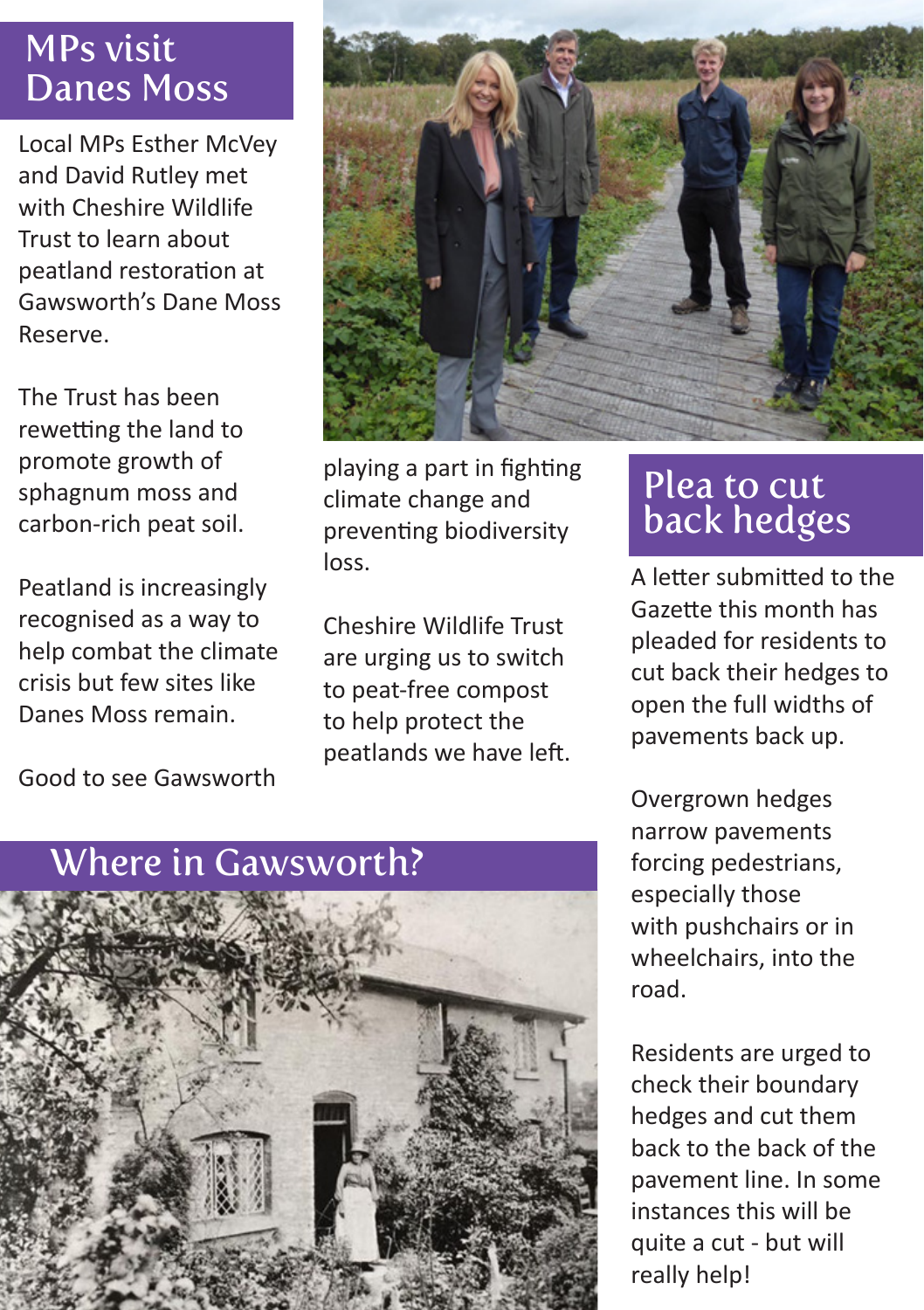## MPs visit Danes Moss

Local MPs Esther McVey and David Rutley met with Cheshire Wildlife Trust to learn about peatland restoration at Gawsworth's Dane Moss Reserve.

The Trust has been rewetting the land to promote growth of sphagnum moss and carbon-rich peat soil.

Peatland is increasingly recognised as a way to help combat the climate crisis but few sites like Danes Moss remain.

Good to see Gawsworth playing a part in fighting climate change and preventing biodiversity loss.

Cheshire Wildlife Trust are urging us to switch to peat-free compost to help protect the peatlands we have left.

## Plea to cut back hedges

A letter submitted to the Gazette this month has pleaded for residents to cut back their hedges to open the full widths of pavements back up.

Overgrown hedges narrow pavements forcing pedestrians, especially those with pushchairs or in wheelchairs, into the road.

Residents are urged to check their boundary hedges and cut them back to the back of the pavement line. In some instances this will be quite a cut - but will really help!

## Where in Gawsworth?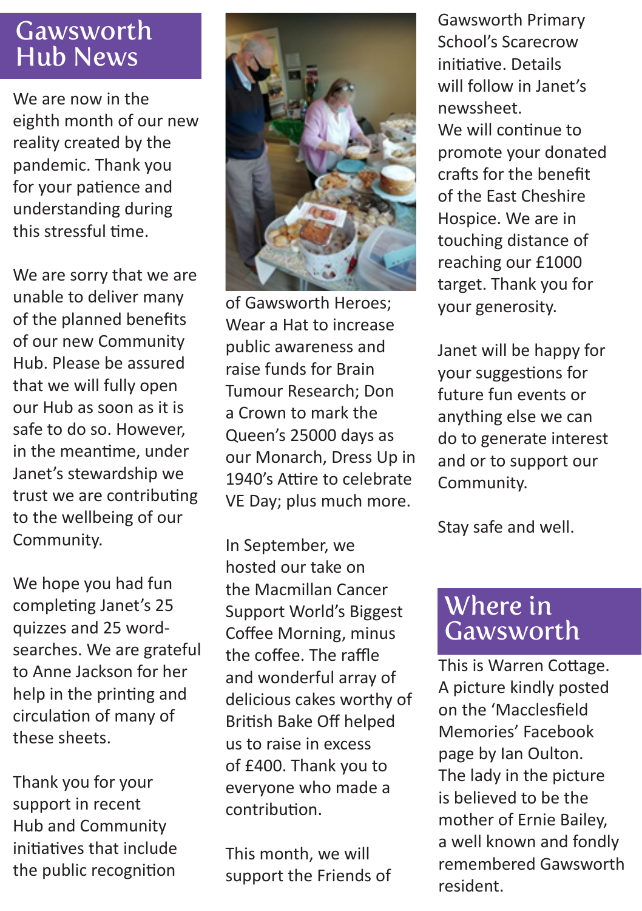# Gawsworth Hub News

We are now in the eighth month of our new reality created by the pandemic. Thank you for your patience and understanding during this stressful time.

We are sorry that we are unable to deliver many of the planned benefits of our new Community Hub. Please be assured that we will fully open our Hub as soon as it is safe to do so. However, in the meantime, under Janet's stewardship we trust we are contributing to the wellbeing of our Community.

We hope you had fun completing Janet's 25 quizzes and 25 word-searches. We are grateful to Anne Jackson for her help in the printing and circulation of many of these sheets.

Thank you for your support in recent Hub and Community initiatives that include the public recognition of Gawsworth Heroes; Wear a Hat to increase public awareness and raise funds for Brain Tumour Research; Don a Crown to mark the Queen's 25000 days as our Monarch, Dress Up in 1940's Attire to celebrate VE Day; plus much more.

In September, we hosted our take on the Macmillan Cancer Support World's Biggest Coffee Morning, minus the coffee. The raffle and wonderful array of delicious cakes worthy of British Bake Off helped us to raise in excess of £400. Thank you to everyone who made a contribution.

This month, we will support the Friends of Gawsworth Primary School's Scarecrow initiative. Details will follow in Janet's newssheet.

We will continue to promote your donated crafts for the benefit of the East Cheshire Hospice. We are in touching distance of reaching our £1000 target. Thank you for your generosity.

Janet will be happy for your suggestions for future fun events or anything else we can do to generate interest and or to support our Community.

Stay safe and well.

# Where in Gawsworth

This is Warren Cottage. A picture kindly posted on the 'Macclesfield Memories' Facebook page by Ian Oulton. The lady in the picture is believed to be the mother of Ernie Bailey, a well known and fondly remembered Gawsworth resident.